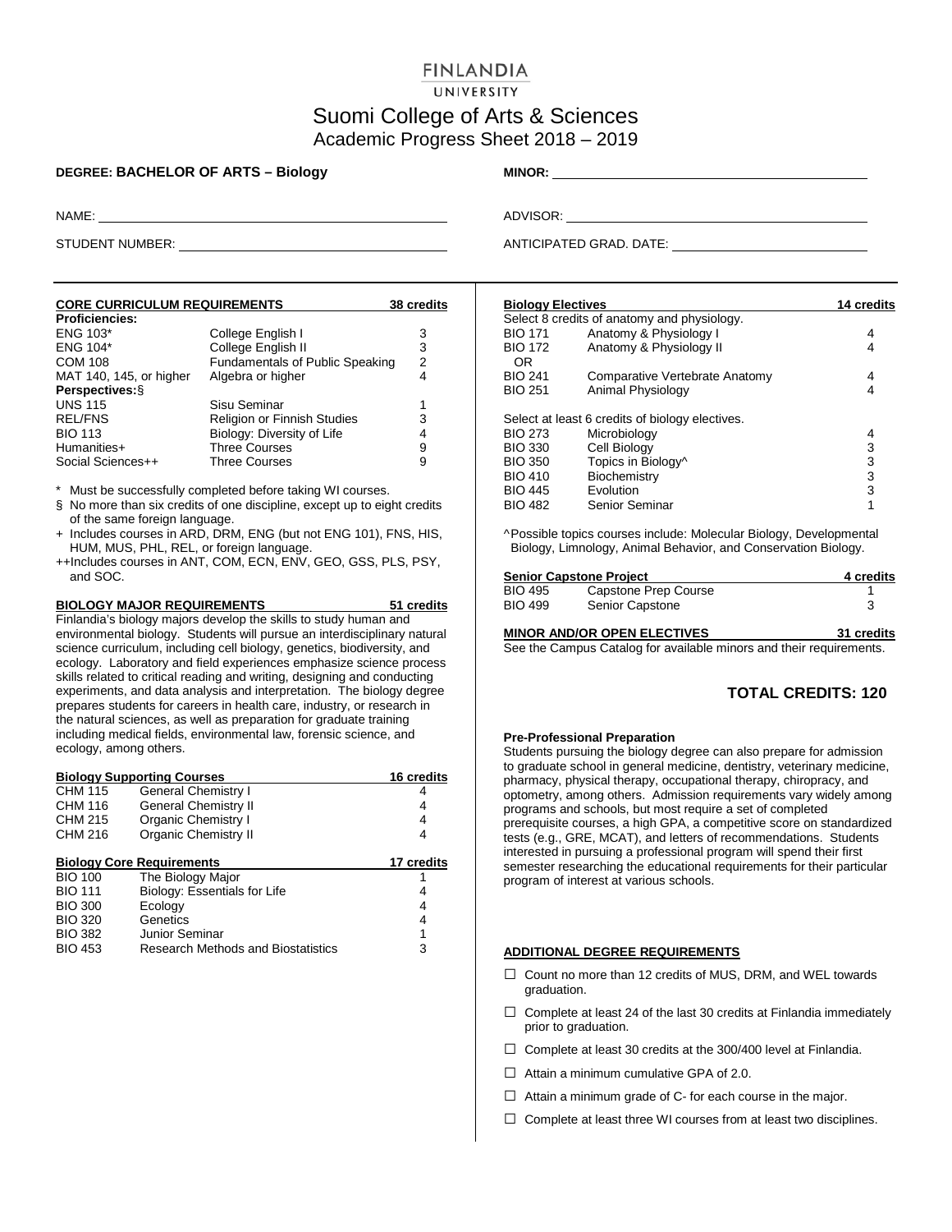FINLANDIA
UNIVERSITY

# Suomi College of Arts & Sciences
## Academic Progress Sheet 2018 – 2019

**DEGREE: BACHELOR OF ARTS – Biology**

**MINOR:** ____________________

NAME: ____________________

ADVISOR: ____________________

STUDENT NUMBER: ____________________

ANTICIPATED GRAD. DATE: ____________________

| **CORE CURRICULUM REQUIREMENTS** | | **38 credits** |
|---|---|---|
| **Proficiencies:** | | |
| ENG 103* | College English I | 3 |
| ENG 104* | College English II | 3 |
| COM 108 | Fundamentals of Public Speaking | 2 |
| MAT 140, 145, or higher | Algebra or higher | 4 |
| **Perspectives:**§ | | |
| UNS 115 | Sisu Seminar | 1 |
| REL/FNS | Religion or Finnish Studies | 3 |
| BIO 113 | Biology: Diversity of Life | 4 |
| Humanities+ | Three Courses | 9 |
| Social Sciences++ | Three Courses | 9 |

\* Must be successfully completed before taking WI courses.

§ No more than six credits of one discipline, except up to eight credits of the same foreign language.

\+ Includes courses in ARD, DRM, ENG (but not ENG 101), FNS, HIS, HUM, MUS, PHL, REL, or foreign language.

++Includes courses in ANT, COM, ECN, ENV, GEO, GSS, PLS, PSY, and SOC.

**BIOLOGY MAJOR REQUIREMENTS — 51 credits**

Finlandia's biology majors develop the skills to study human and environmental biology. Students will pursue an interdisciplinary natural science curriculum, including cell biology, genetics, biodiversity, and ecology. Laboratory and field experiences emphasize science process skills related to critical reading and writing, designing and conducting experiments, and data analysis and interpretation. The biology degree prepares students for careers in health care, industry, or research in the natural sciences, as well as preparation for graduate training including medical fields, environmental law, forensic science, and ecology, among others.

| **Biology Supporting Courses** | | **16 credits** |
|---|---|---|
| CHM 115 | General Chemistry I | 4 |
| CHM 116 | General Chemistry II | 4 |
| CHM 215 | Organic Chemistry I | 4 |
| CHM 216 | Organic Chemistry II | 4 |

| **Biology Core Requirements** | | **17 credits** |
|---|---|---|
| BIO 100 | The Biology Major | 1 |
| BIO 111 | Biology: Essentials for Life | 4 |
| BIO 300 | Ecology | 4 |
| BIO 320 | Genetics | 4 |
| BIO 382 | Junior Seminar | 1 |
| BIO 453 | Research Methods and Biostatistics | 3 |

| **Biology Electives** | | **14 credits** |
|---|---|---|
| Select 8 credits of anatomy and physiology. | | |
| BIO 171 | Anatomy & Physiology I | 4 |
| BIO 172 | Anatomy & Physiology II | 4 |
| OR | | |
| BIO 241 | Comparative Vertebrate Anatomy | 4 |
| BIO 251 | Animal Physiology | 4 |
| Select at least 6 credits of biology electives. | | |
| BIO 273 | Microbiology | 4 |
| BIO 330 | Cell Biology | 3 |
| BIO 350 | Topics in Biology^ | 3 |
| BIO 410 | Biochemistry | 3 |
| BIO 445 | Evolution | 3 |
| BIO 482 | Senior Seminar | 1 |

^Possible topics courses include: Molecular Biology, Developmental Biology, Limnology, Animal Behavior, and Conservation Biology.

| **Senior Capstone Project** | | **4 credits** |
|---|---|---|
| BIO 495 | Capstone Prep Course | 1 |
| BIO 499 | Senior Capstone | 3 |

**MINOR AND/OR OPEN ELECTIVES — 31 credits**

See the Campus Catalog for available minors and their requirements.

## TOTAL CREDITS: 120

**Pre-Professional Preparation**

Students pursuing the biology degree can also prepare for admission to graduate school in general medicine, dentistry, veterinary medicine, pharmacy, physical therapy, occupational therapy, chiropracty, and optometry, among others. Admission requirements vary widely among programs and schools, but most require a set of completed prerequisite courses, a high GPA, a competitive score on standardized tests (e.g., GRE, MCAT), and letters of recommendations. Students interested in pursuing a professional program will spend their first semester researching the educational requirements for their particular program of interest at various schools.

**ADDITIONAL DEGREE REQUIREMENTS**

- ☐ Count no more than 12 credits of MUS, DRM, and WEL towards graduation.
- ☐ Complete at least 24 of the last 30 credits at Finlandia immediately prior to graduation.
- ☐ Complete at least 30 credits at the 300/400 level at Finlandia.
- ☐ Attain a minimum cumulative GPA of 2.0.
- ☐ Attain a minimum grade of C- for each course in the major.
- ☐ Complete at least three WI courses from at least two disciplines.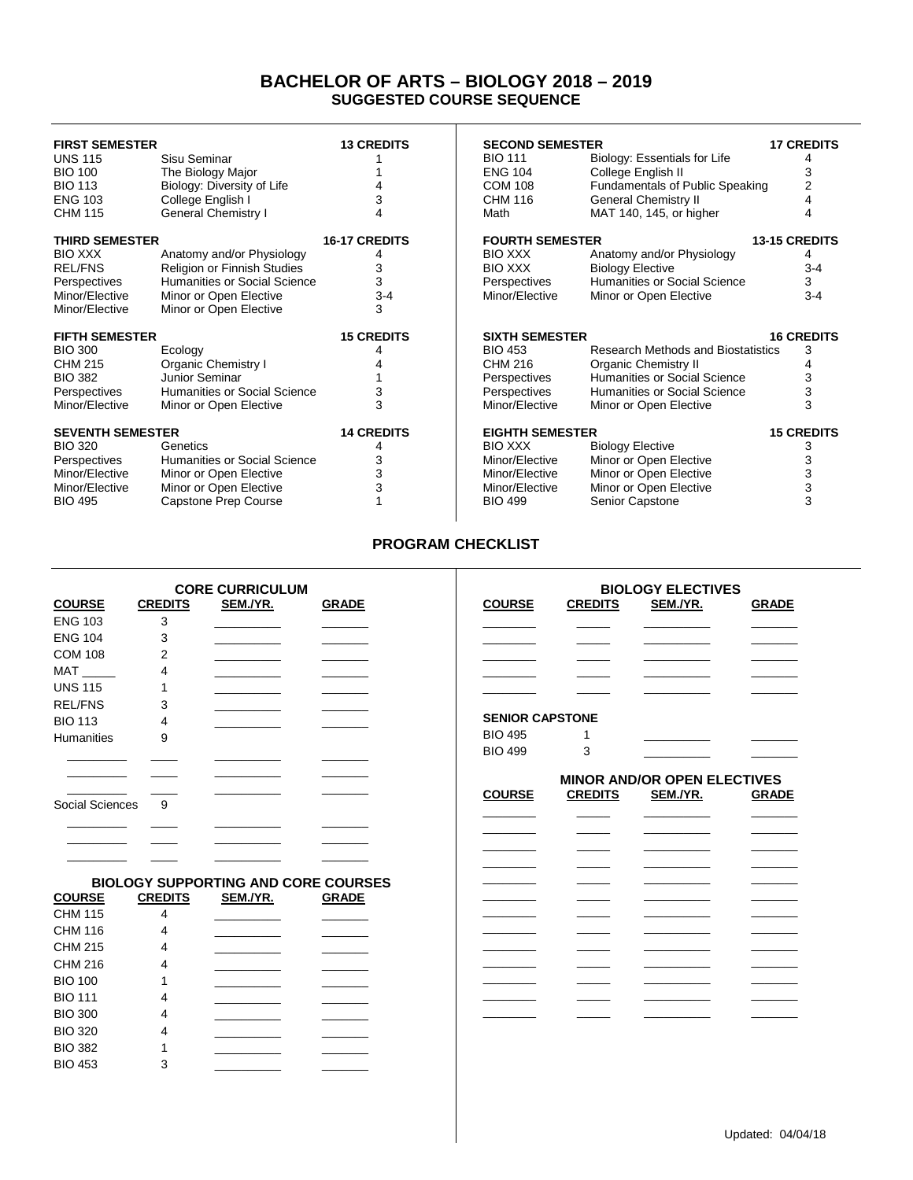# BACHELOR OF ARTS – BIOLOGY 2018 – 2019

## SUGGESTED COURSE SEQUENCE

| FIRST SEMESTER | | 13 CREDITS |
|---|---|---|
| UNS 115 | Sisu Seminar | 1 |
| BIO 100 | The Biology Major | 1 |
| BIO 113 | Biology: Diversity of Life | 4 |
| ENG 103 | College English I | 3 |
| CHM 115 | General Chemistry I | 4 |

| SECOND SEMESTER | | 17 CREDITS |
|---|---|---|
| BIO 111 | Biology: Essentials for Life | 4 |
| ENG 104 | College English II | 3 |
| COM 108 | Fundamentals of Public Speaking | 2 |
| CHM 116 | General Chemistry II | 4 |
| Math | MAT 140, 145, or higher | 4 |

| THIRD SEMESTER | | 16-17 CREDITS |
|---|---|---|
| BIO XXX | Anatomy and/or Physiology | 4 |
| REL/FNS | Religion or Finnish Studies | 3 |
| Perspectives | Humanities or Social Science | 3 |
| Minor/Elective | Minor or Open Elective | 3-4 |
| Minor/Elective | Minor or Open Elective | 3 |

| FOURTH SEMESTER | | 13-15 CREDITS |
|---|---|---|
| BIO XXX | Anatomy and/or Physiology | 4 |
| BIO XXX | Biology Elective | 3-4 |
| Perspectives | Humanities or Social Science | 3 |
| Minor/Elective | Minor or Open Elective | 3-4 |

| FIFTH SEMESTER | | 15 CREDITS |
|---|---|---|
| BIO 300 | Ecology | 4 |
| CHM 215 | Organic Chemistry I | 4 |
| BIO 382 | Junior Seminar | 1 |
| Perspectives | Humanities or Social Science | 3 |
| Minor/Elective | Minor or Open Elective | 3 |

| SIXTH SEMESTER | | 16 CREDITS |
|---|---|---|
| BIO 453 | Research Methods and Biostatistics | 3 |
| CHM 216 | Organic Chemistry II | 4 |
| Perspectives | Humanities or Social Science | 3 |
| Perspectives | Humanities or Social Science | 3 |
| Minor/Elective | Minor or Open Elective | 3 |

| SEVENTH SEMESTER | | 14 CREDITS |
|---|---|---|
| BIO 320 | Genetics | 4 |
| Perspectives | Humanities or Social Science | 3 |
| Minor/Elective | Minor or Open Elective | 3 |
| Minor/Elective | Minor or Open Elective | 3 |
| BIO 495 | Capstone Prep Course | 1 |

| EIGHTH SEMESTER | | 15 CREDITS |
|---|---|---|
| BIO XXX | Biology Elective | 3 |
| Minor/Elective | Minor or Open Elective | 3 |
| Minor/Elective | Minor or Open Elective | 3 |
| Minor/Elective | Minor or Open Elective | 3 |
| BIO 499 | Senior Capstone | 3 |

## PROGRAM CHECKLIST

### CORE CURRICULUM

| COURSE | CREDITS | SEM./YR. | GRADE |
|---|---|---|---|
| ENG 103 | 3 | | |
| ENG 104 | 3 | | |
| COM 108 | 2 | | |
| MAT _____ | 4 | | |
| UNS 115 | 1 | | |
| REL/FNS | 3 | | |
| BIO 113 | 4 | | |
| Humanities | 9 | | |
| | | | |
| | | | |
| | | | |
| Social Sciences | 9 | | |
| | | | |
| | | | |
| | | | |

### BIOLOGY SUPPORTING AND CORE COURSES

| COURSE | CREDITS | SEM./YR. | GRADE |
|---|---|---|---|
| CHM 115 | 4 | | |
| CHM 116 | 4 | | |
| CHM 215 | 4 | | |
| CHM 216 | 4 | | |
| BIO 100 | 1 | | |
| BIO 111 | 4 | | |
| BIO 300 | 4 | | |
| BIO 320 | 4 | | |
| BIO 382 | 1 | | |
| BIO 453 | 3 | | |

### BIOLOGY ELECTIVES

| COURSE | CREDITS | SEM./YR. | GRADE |
|---|---|---|---|
| | | | |
| | | | |
| | | | |
| | | | |
| | | | |

### SENIOR CAPSTONE

| COURSE | CREDITS | SEM./YR. | GRADE |
|---|---|---|---|
| BIO 495 | 1 | | |
| BIO 499 | 3 | | |

### MINOR AND/OR OPEN ELECTIVES

| COURSE | CREDITS | SEM./YR. | GRADE |
|---|---|---|---|
| | | | |
| | | | |
| | | | |
| | | | |
| | | | |
| | | | |
| | | | |
| | | | |
| | | | |
| | | | |
| | | | |
| | | | |
| | | | |

Updated: 04/04/18